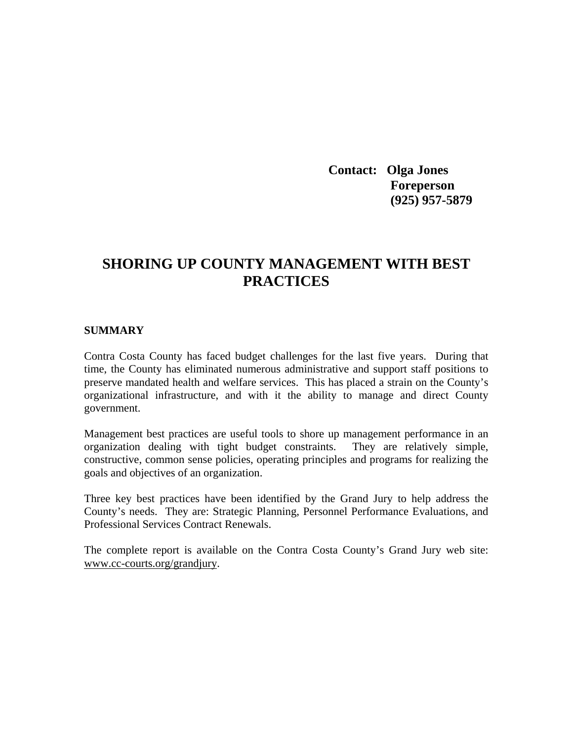**Contact: Olga Jones**
**Foreperson**
**(925) 957-5879**

# SHORING UP COUNTY MANAGEMENT WITH BEST PRACTICES

## SUMMARY

Contra Costa County has faced budget challenges for the last five years. During that time, the County has eliminated numerous administrative and support staff positions to preserve mandated health and welfare services. This has placed a strain on the County's organizational infrastructure, and with it the ability to manage and direct County government.

Management best practices are useful tools to shore up management performance in an organization dealing with tight budget constraints. They are relatively simple, constructive, common sense policies, operating principles and programs for realizing the goals and objectives of an organization.

Three key best practices have been identified by the Grand Jury to help address the County's needs. They are: Strategic Planning, Personnel Performance Evaluations, and Professional Services Contract Renewals.

The complete report is available on the Contra Costa County's Grand Jury web site: www.cc-courts.org/grandjury.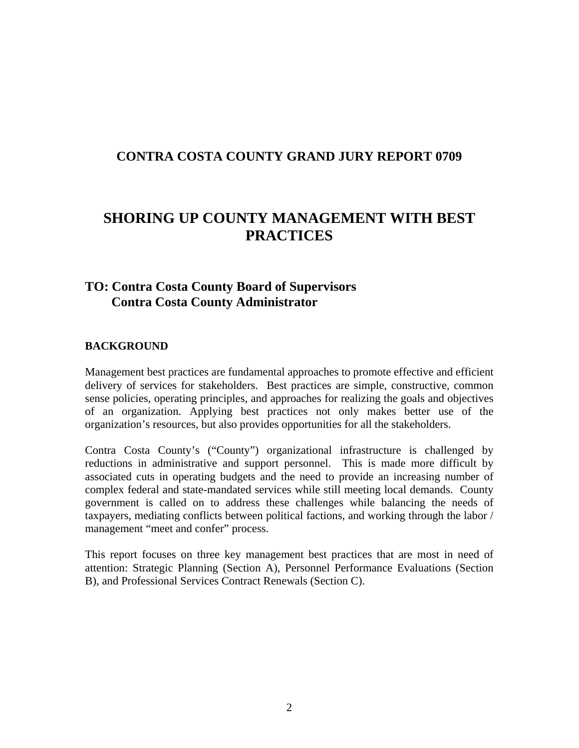## CONTRA COSTA COUNTY GRAND JURY REPORT 0709

# SHORING UP COUNTY MANAGEMENT WITH BEST PRACTICES

### TO: Contra Costa County Board of Supervisors
### Contra Costa County Administrator

**BACKGROUND**

Management best practices are fundamental approaches to promote effective and efficient delivery of services for stakeholders. Best practices are simple, constructive, common sense policies, operating principles, and approaches for realizing the goals and objectives of an organization. Applying best practices not only makes better use of the organization's resources, but also provides opportunities for all the stakeholders.

Contra Costa County's ("County") organizational infrastructure is challenged by reductions in administrative and support personnel. This is made more difficult by associated cuts in operating budgets and the need to provide an increasing number of complex federal and state-mandated services while still meeting local demands. County government is called on to address these challenges while balancing the needs of taxpayers, mediating conflicts between political factions, and working through the labor / management "meet and confer" process.

This report focuses on three key management best practices that are most in need of attention: Strategic Planning (Section A), Personnel Performance Evaluations (Section B), and Professional Services Contract Renewals (Section C).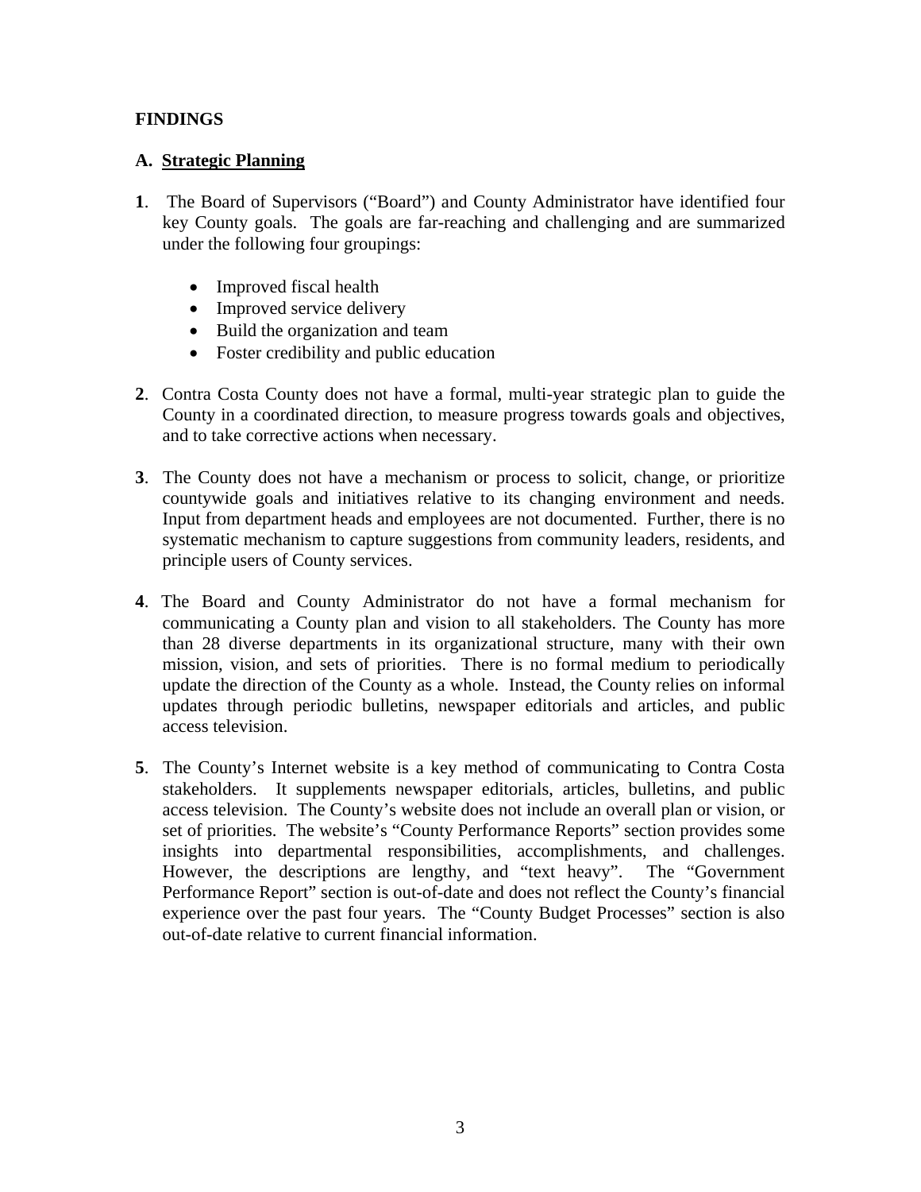## FINDINGS

### A. Strategic Planning

**1**. The Board of Supervisors ("Board") and County Administrator have identified four key County goals. The goals are far-reaching and challenging and are summarized under the following four groupings:

- Improved fiscal health
- Improved service delivery
- Build the organization and team
- Foster credibility and public education

**2**. Contra Costa County does not have a formal, multi-year strategic plan to guide the County in a coordinated direction, to measure progress towards goals and objectives, and to take corrective actions when necessary.

**3**. The County does not have a mechanism or process to solicit, change, or prioritize countywide goals and initiatives relative to its changing environment and needs. Input from department heads and employees are not documented. Further, there is no systematic mechanism to capture suggestions from community leaders, residents, and principle users of County services.

**4**. The Board and County Administrator do not have a formal mechanism for communicating a County plan and vision to all stakeholders. The County has more than 28 diverse departments in its organizational structure, many with their own mission, vision, and sets of priorities. There is no formal medium to periodically update the direction of the County as a whole. Instead, the County relies on informal updates through periodic bulletins, newspaper editorials and articles, and public access television.

**5**. The County's Internet website is a key method of communicating to Contra Costa stakeholders. It supplements newspaper editorials, articles, bulletins, and public access television. The County's website does not include an overall plan or vision, or set of priorities. The website's "County Performance Reports" section provides some insights into departmental responsibilities, accomplishments, and challenges. However, the descriptions are lengthy, and "text heavy". The "Government Performance Report" section is out-of-date and does not reflect the County's financial experience over the past four years. The "County Budget Processes" section is also out-of-date relative to current financial information.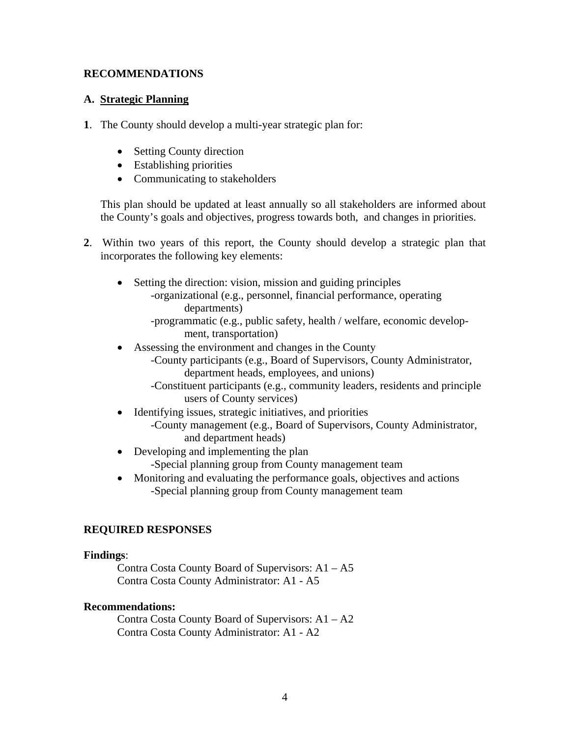## RECOMMENDATIONS

### A. Strategic Planning

**1**. The County should develop a multi-year strategic plan for:

- Setting County direction
- Establishing priorities
- Communicating to stakeholders

This plan should be updated at least annually so all stakeholders are informed about the County's goals and objectives, progress towards both, and changes in priorities.

**2**. Within two years of this report, the County should develop a strategic plan that incorporates the following key elements:

- Setting the direction: vision, mission and guiding principles
  - -organizational (e.g., personnel, financial performance, operating departments)
  - -programmatic (e.g., public safety, health / welfare, economic development, transportation)
- Assessing the environment and changes in the County
  - -County participants (e.g., Board of Supervisors, County Administrator, department heads, employees, and unions)
  - -Constituent participants (e.g., community leaders, residents and principle users of County services)
- Identifying issues, strategic initiatives, and priorities
  - -County management (e.g., Board of Supervisors, County Administrator, and department heads)
- Developing and implementing the plan
  - -Special planning group from County management team
- Monitoring and evaluating the performance goals, objectives and actions
  - -Special planning group from County management team

## REQUIRED RESPONSES

**Findings**:

Contra Costa County Board of Supervisors: A1 – A5
Contra Costa County Administrator: A1 - A5

**Recommendations:**

Contra Costa County Board of Supervisors: A1 – A2
Contra Costa County Administrator: A1 - A2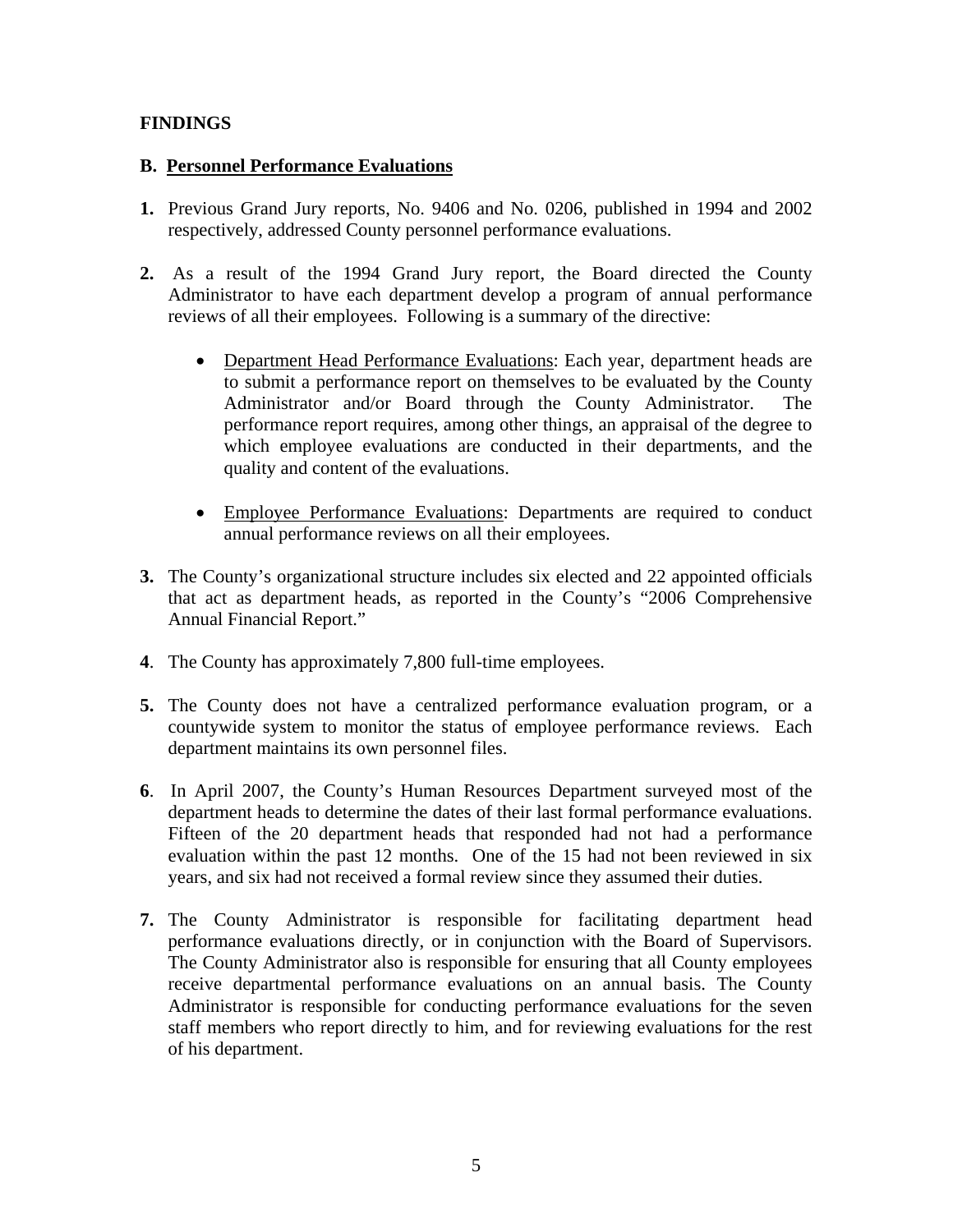**FINDINGS**

**B. <u>Personnel Performance Evaluations</u>**

**1.** Previous Grand Jury reports, No. 9406 and No. 0206, published in 1994 and 2002 respectively, addressed County personnel performance evaluations.

**2.** As a result of the 1994 Grand Jury report, the Board directed the County Administrator to have each department develop a program of annual performance reviews of all their employees. Following is a summary of the directive:

- <u>Department Head Performance Evaluations</u>: Each year, department heads are to submit a performance report on themselves to be evaluated by the County Administrator and/or Board through the County Administrator. The performance report requires, among other things, an appraisal of the degree to which employee evaluations are conducted in their departments, and the quality and content of the evaluations.

- <u>Employee Performance Evaluations</u>: Departments are required to conduct annual performance reviews on all their employees.

**3.** The County's organizational structure includes six elected and 22 appointed officials that act as department heads, as reported in the County's "2006 Comprehensive Annual Financial Report."

**4**. The County has approximately 7,800 full-time employees.

**5.** The County does not have a centralized performance evaluation program, or a countywide system to monitor the status of employee performance reviews. Each department maintains its own personnel files.

**6**. In April 2007, the County's Human Resources Department surveyed most of the department heads to determine the dates of their last formal performance evaluations. Fifteen of the 20 department heads that responded had not had a performance evaluation within the past 12 months. One of the 15 had not been reviewed in six years, and six had not received a formal review since they assumed their duties.

**7.** The County Administrator is responsible for facilitating department head performance evaluations directly, or in conjunction with the Board of Supervisors. The County Administrator also is responsible for ensuring that all County employees receive departmental performance evaluations on an annual basis. The County Administrator is responsible for conducting performance evaluations for the seven staff members who report directly to him, and for reviewing evaluations for the rest of his department.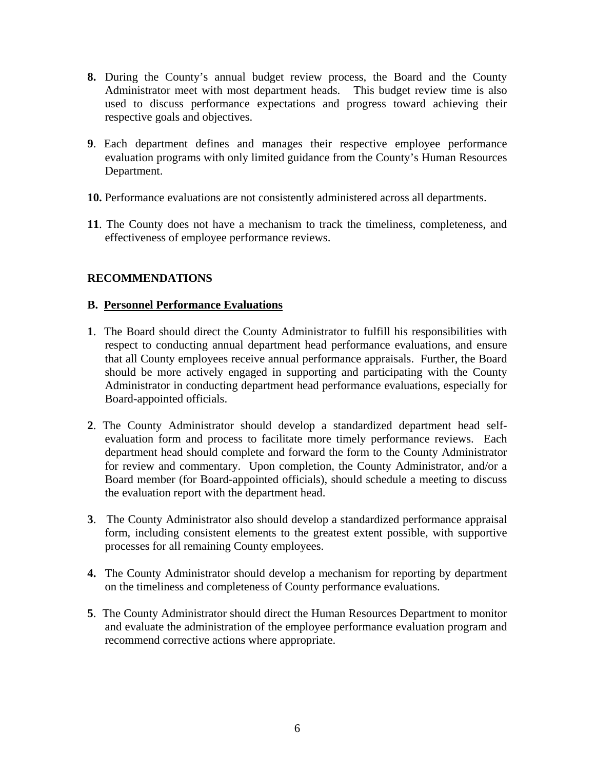**8.** During the County's annual budget review process, the Board and the County Administrator meet with most department heads. This budget review time is also used to discuss performance expectations and progress toward achieving their respective goals and objectives.

**9**. Each department defines and manages their respective employee performance evaluation programs with only limited guidance from the County's Human Resources Department.

**10.** Performance evaluations are not consistently administered across all departments.

**11**. The County does not have a mechanism to track the timeliness, completeness, and effectiveness of employee performance reviews.

## RECOMMENDATIONS

### B. Personnel Performance Evaluations

**1**. The Board should direct the County Administrator to fulfill his responsibilities with respect to conducting annual department head performance evaluations, and ensure that all County employees receive annual performance appraisals. Further, the Board should be more actively engaged in supporting and participating with the County Administrator in conducting department head performance evaluations, especially for Board-appointed officials.

**2**. The County Administrator should develop a standardized department head self-evaluation form and process to facilitate more timely performance reviews. Each department head should complete and forward the form to the County Administrator for review and commentary. Upon completion, the County Administrator, and/or a Board member (for Board-appointed officials), should schedule a meeting to discuss the evaluation report with the department head.

**3**. The County Administrator also should develop a standardized performance appraisal form, including consistent elements to the greatest extent possible, with supportive processes for all remaining County employees.

**4.** The County Administrator should develop a mechanism for reporting by department on the timeliness and completeness of County performance evaluations.

**5**. The County Administrator should direct the Human Resources Department to monitor and evaluate the administration of the employee performance evaluation program and recommend corrective actions where appropriate.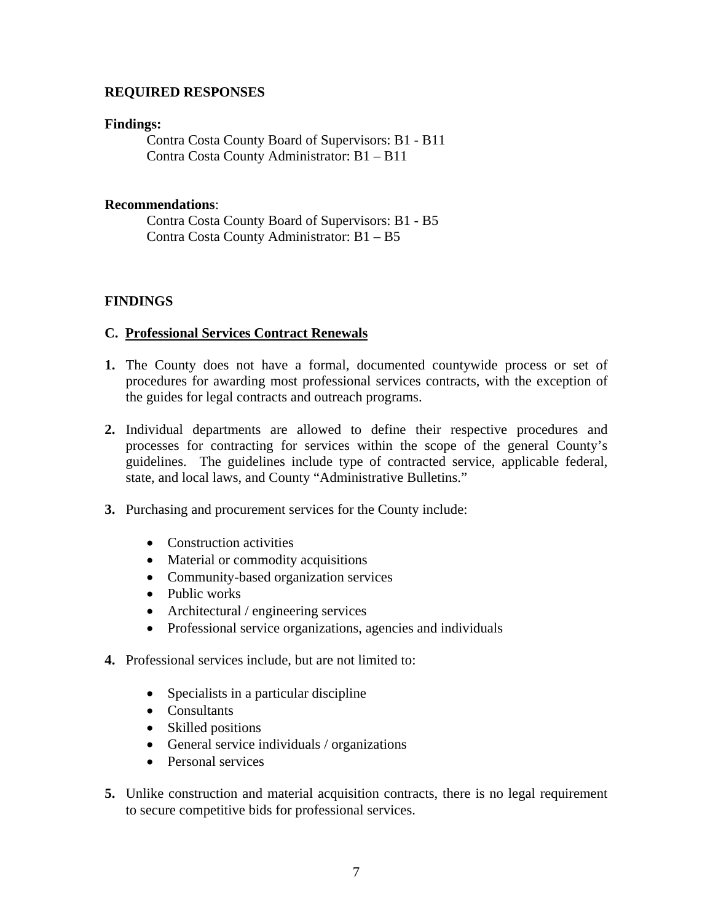**REQUIRED RESPONSES**

**Findings:**

Contra Costa County Board of Supervisors: B1 - B11
Contra Costa County Administrator: B1 – B11

**Recommendations**:

Contra Costa County Board of Supervisors: B1 - B5
Contra Costa County Administrator: B1 – B5

**FINDINGS**

**C. <u>Professional Services Contract Renewals</u>**

1. The County does not have a formal, documented countywide process or set of procedures for awarding most professional services contracts, with the exception of the guides for legal contracts and outreach programs.

2. Individual departments are allowed to define their respective procedures and processes for contracting for services within the scope of the general County's guidelines. The guidelines include type of contracted service, applicable federal, state, and local laws, and County "Administrative Bulletins."

3. Purchasing and procurement services for the County include:

    - Construction activities
    - Material or commodity acquisitions
    - Community-based organization services
    - Public works
    - Architectural / engineering services
    - Professional service organizations, agencies and individuals

4. Professional services include, but are not limited to:

    - Specialists in a particular discipline
    - Consultants
    - Skilled positions
    - General service individuals / organizations
    - Personal services

5. Unlike construction and material acquisition contracts, there is no legal requirement to secure competitive bids for professional services.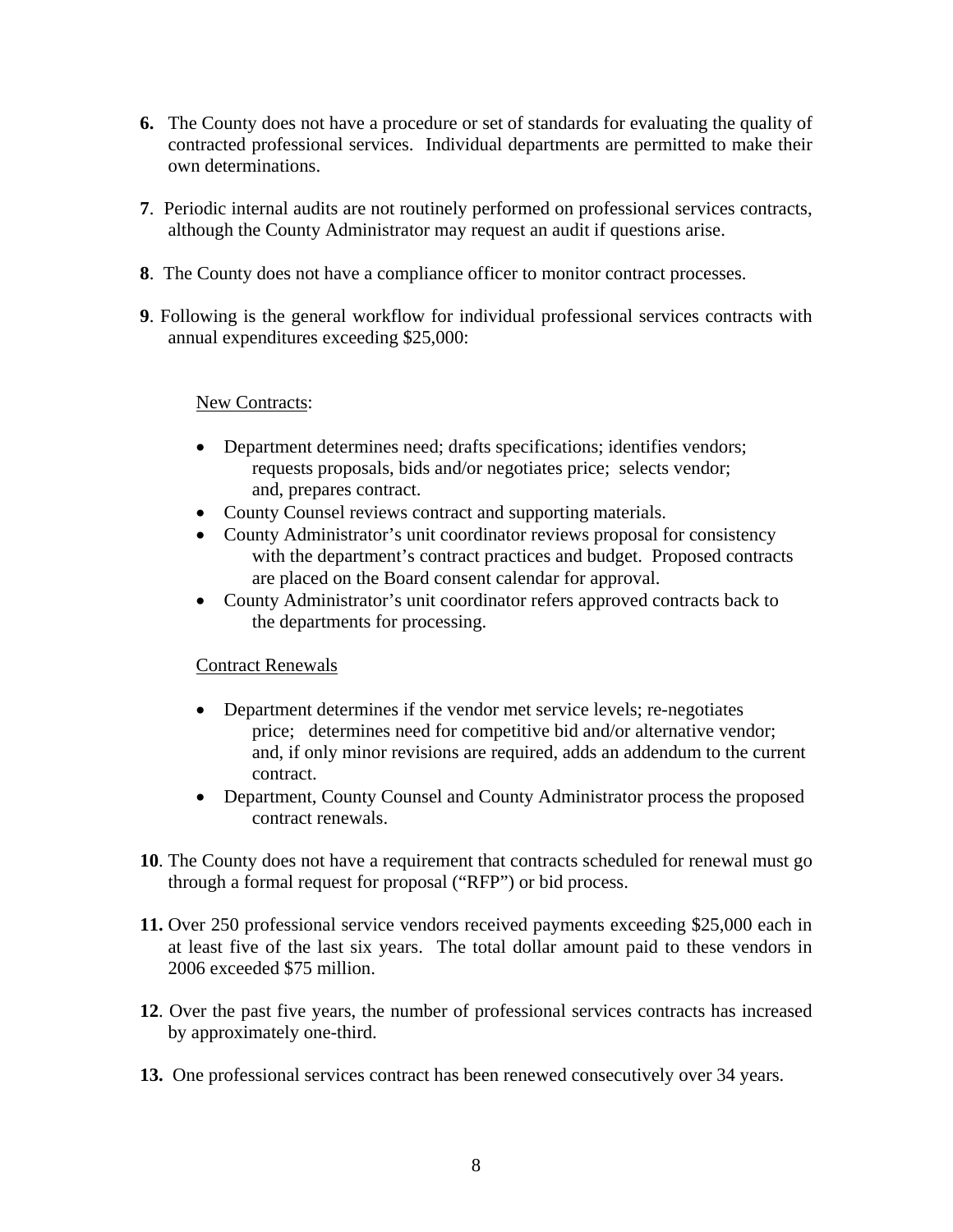**6.** The County does not have a procedure or set of standards for evaluating the quality of contracted professional services. Individual departments are permitted to make their own determinations.

**7**. Periodic internal audits are not routinely performed on professional services contracts, although the County Administrator may request an audit if questions arise.

**8**. The County does not have a compliance officer to monitor contract processes.

**9**. Following is the general workflow for individual professional services contracts with annual expenditures exceeding $25,000:

<u>New Contracts</u>:

- Department determines need; drafts specifications; identifies vendors; requests proposals, bids and/or negotiates price; selects vendor; and, prepares contract.
- County Counsel reviews contract and supporting materials.
- County Administrator's unit coordinator reviews proposal for consistency with the department's contract practices and budget. Proposed contracts are placed on the Board consent calendar for approval.
- County Administrator's unit coordinator refers approved contracts back to the departments for processing.

<u>Contract Renewals</u>

- Department determines if the vendor met service levels; re-negotiates price; determines need for competitive bid and/or alternative vendor; and, if only minor revisions are required, adds an addendum to the current contract.
- Department, County Counsel and County Administrator process the proposed contract renewals.

**10**. The County does not have a requirement that contracts scheduled for renewal must go through a formal request for proposal ("RFP") or bid process.

**11.** Over 250 professional service vendors received payments exceeding $25,000 each in at least five of the last six years. The total dollar amount paid to these vendors in 2006 exceeded $75 million.

**12**. Over the past five years, the number of professional services contracts has increased by approximately one-third.

**13.** One professional services contract has been renewed consecutively over 34 years.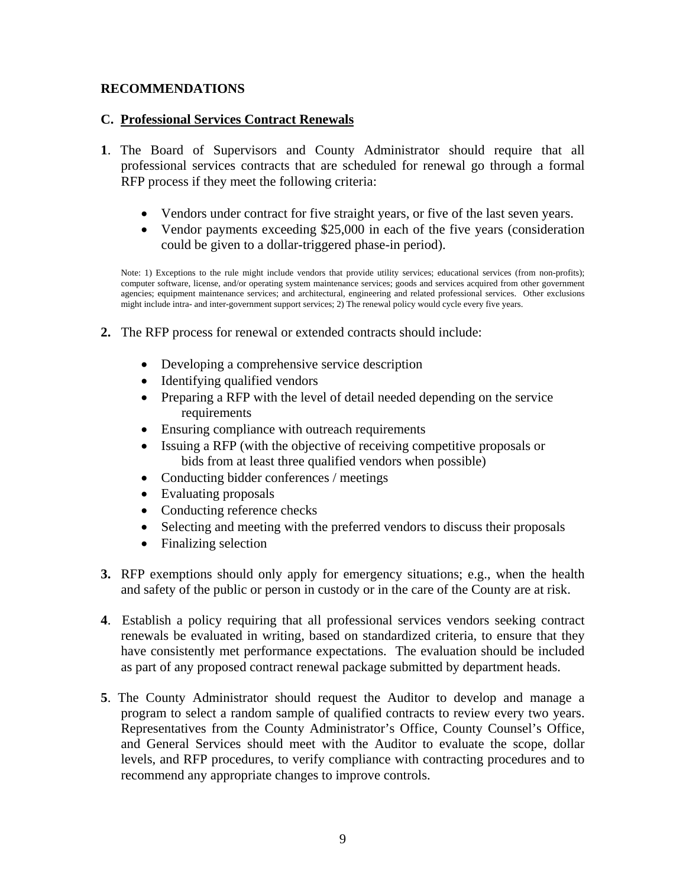**RECOMMENDATIONS**

**C. <u>Professional Services Contract Renewals</u>**

**1**. The Board of Supervisors and County Administrator should require that all professional services contracts that are scheduled for renewal go through a formal RFP process if they meet the following criteria:

- Vendors under contract for five straight years, or five of the last seven years.
- Vendor payments exceeding $25,000 in each of the five years (consideration could be given to a dollar-triggered phase-in period).

Note: 1) Exceptions to the rule might include vendors that provide utility services; educational services (from non-profits); computer software, license, and/or operating system maintenance services; goods and services acquired from other government agencies; equipment maintenance services; and architectural, engineering and related professional services. Other exclusions might include intra- and inter-government support services; 2) The renewal policy would cycle every five years.

**2.** The RFP process for renewal or extended contracts should include:

- Developing a comprehensive service description
- Identifying qualified vendors
- Preparing a RFP with the level of detail needed depending on the service requirements
- Ensuring compliance with outreach requirements
- Issuing a RFP (with the objective of receiving competitive proposals or bids from at least three qualified vendors when possible)
- Conducting bidder conferences / meetings
- Evaluating proposals
- Conducting reference checks
- Selecting and meeting with the preferred vendors to discuss their proposals
- Finalizing selection

**3.** RFP exemptions should only apply for emergency situations; e.g., when the health and safety of the public or person in custody or in the care of the County are at risk.

**4**. Establish a policy requiring that all professional services vendors seeking contract renewals be evaluated in writing, based on standardized criteria, to ensure that they have consistently met performance expectations. The evaluation should be included as part of any proposed contract renewal package submitted by department heads.

**5**. The County Administrator should request the Auditor to develop and manage a program to select a random sample of qualified contracts to review every two years. Representatives from the County Administrator's Office, County Counsel's Office, and General Services should meet with the Auditor to evaluate the scope, dollar levels, and RFP procedures, to verify compliance with contracting procedures and to recommend any appropriate changes to improve controls.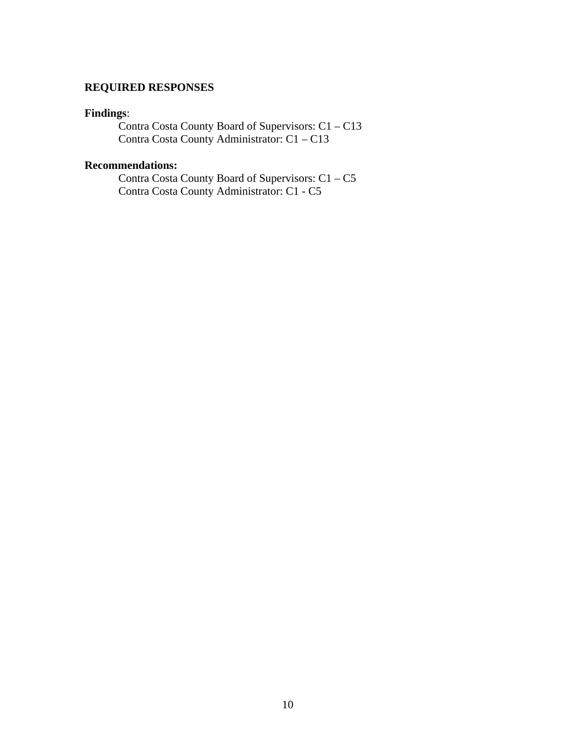## REQUIRED RESPONSES

**Findings**:

Contra Costa County Board of Supervisors: C1 – C13
Contra Costa County Administrator: C1 – C13

**Recommendations:**

Contra Costa County Board of Supervisors: C1 – C5
Contra Costa County Administrator: C1 - C5